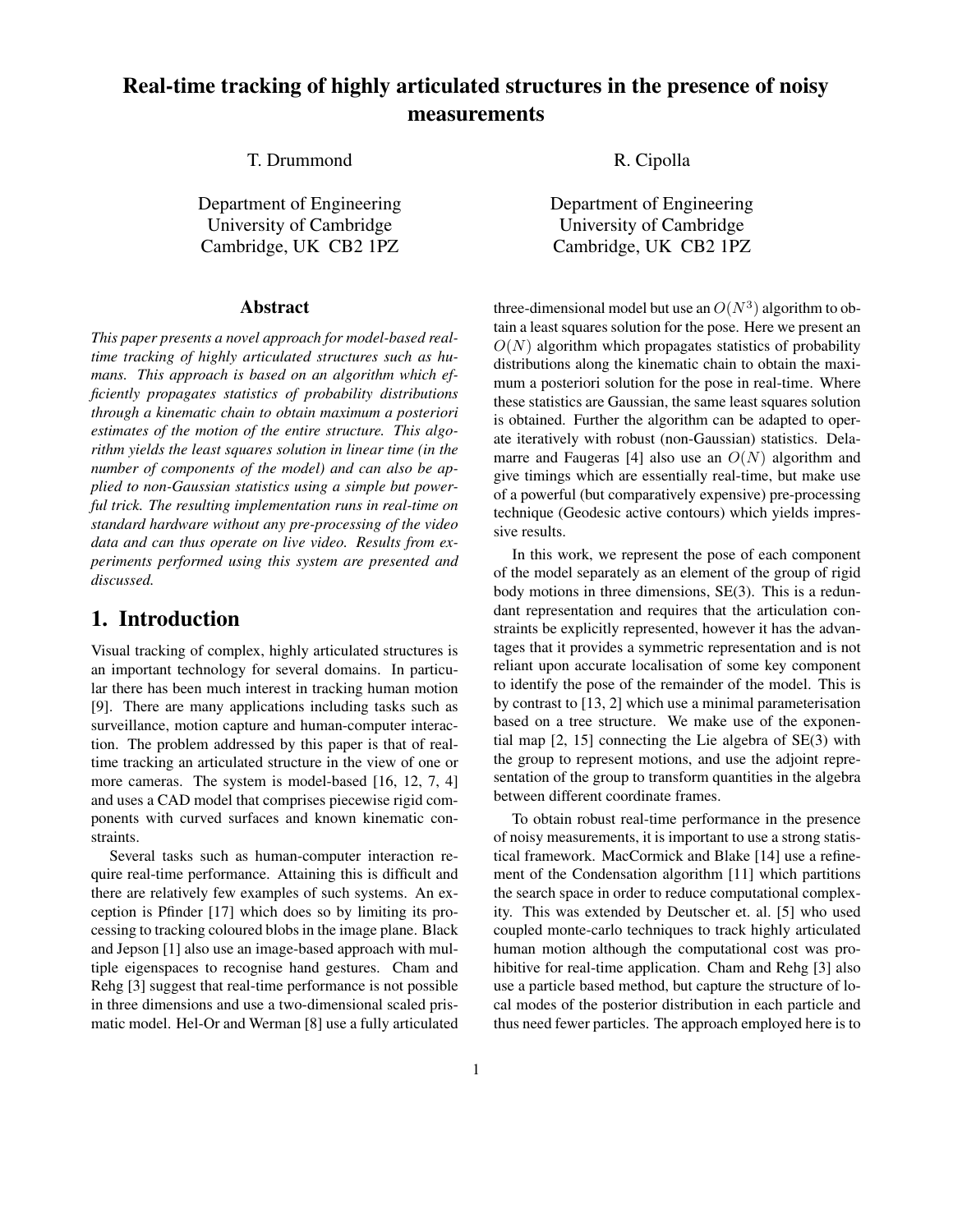# Real-time tracking of highly articulated structures in the presence of noisy measurements

T. Drummond

Department of Engineering
University of Cambridge
Cambridge, UK CB2 1PZ

R. Cipolla

Department of Engineering
University of Cambridge
Cambridge, UK CB2 1PZ

## Abstract

*This paper presents a novel approach for model-based real-time tracking of highly articulated structures such as humans. This approach is based on an algorithm which efficiently propagates statistics of probability distributions through a kinematic chain to obtain maximum a posteriori estimates of the motion of the entire structure. This algorithm yields the least squares solution in linear time (in the number of components of the model) and can also be applied to non-Gaussian statistics using a simple but powerful trick. The resulting implementation runs in real-time on standard hardware without any pre-processing of the video data and can thus operate on live video. Results from experiments performed using this system are presented and discussed.*

## 1. Introduction

Visual tracking of complex, highly articulated structures is an important technology for several domains. In particular there has been much interest in tracking human motion [9]. There are many applications including tasks such as surveillance, motion capture and human-computer interaction. The problem addressed by this paper is that of real-time tracking an articulated structure in the view of one or more cameras. The system is model-based [16, 12, 7, 4] and uses a CAD model that comprises piecewise rigid components with curved surfaces and known kinematic constraints.

Several tasks such as human-computer interaction require real-time performance. Attaining this is difficult and there are relatively few examples of such systems. An exception is Pfinder [17] which does so by limiting its processing to tracking coloured blobs in the image plane. Black and Jepson [1] also use an image-based approach with multiple eigenspaces to recognise hand gestures. Cham and Rehg [3] suggest that real-time performance is not possible in three dimensions and use a two-dimensional scaled prismatic model. Hel-Or and Werman [8] use a fully articulated three-dimensional model but use an $O(N^3)$ algorithm to obtain a least squares solution for the pose. Here we present an $O(N)$ algorithm which propagates statistics of probability distributions along the kinematic chain to obtain the maximum a posteriori solution for the pose in real-time. Where these statistics are Gaussian, the same least squares solution is obtained. Further the algorithm can be adapted to operate iteratively with robust (non-Gaussian) statistics. Delamarre and Faugeras [4] also use an $O(N)$ algorithm and give timings which are essentially real-time, but make use of a powerful (but comparatively expensive) pre-processing technique (Geodesic active contours) which yields impressive results.

In this work, we represent the pose of each component of the model separately as an element of the group of rigid body motions in three dimensions, SE(3). This is a redundant representation and requires that the articulation constraints be explicitly represented, however it has the advantages that it provides a symmetric representation and is not reliant upon accurate localisation of some key component to identify the pose of the remainder of the model. This is by contrast to [13, 2] which use a minimal parameterisation based on a tree structure. We make use of the exponential map [2, 15] connecting the Lie algebra of SE(3) with the group to represent motions, and use the adjoint representation of the group to transform quantities in the algebra between different coordinate frames.

To obtain robust real-time performance in the presence of noisy measurements, it is important to use a strong statistical framework. MacCormick and Blake [14] use a refinement of the Condensation algorithm [11] which partitions the search space in order to reduce computational complexity. This was extended by Deutscher et. al. [5] who used coupled monte-carlo techniques to track highly articulated human motion although the computational cost was prohibitive for real-time application. Cham and Rehg [3] also use a particle based method, but capture the structure of local modes of the posterior distribution in each particle and thus need fewer particles. The approach employed here is to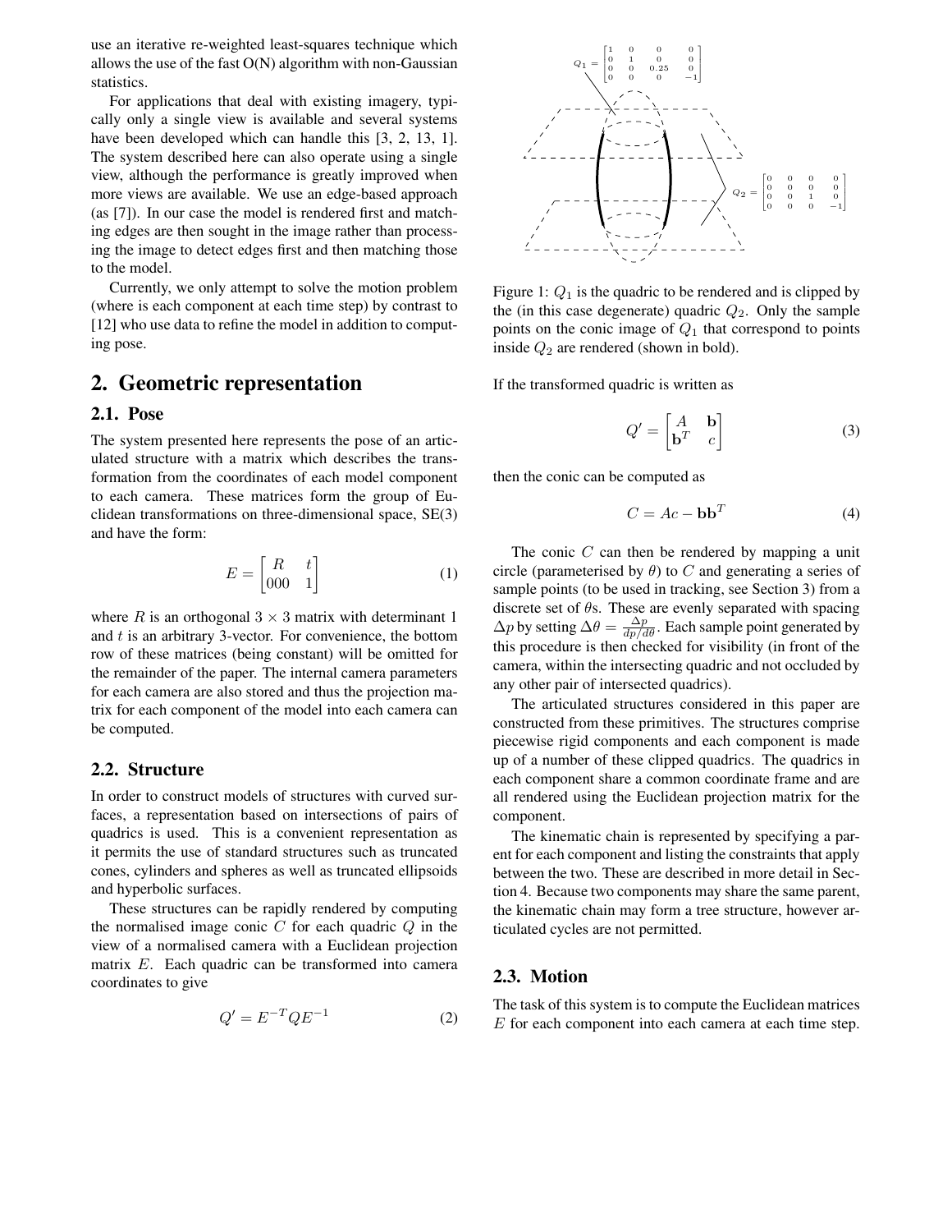use an iterative re-weighted least-squares technique which allows the use of the fast O(N) algorithm with non-Gaussian statistics.

For applications that deal with existing imagery, typically only a single view is available and several systems have been developed which can handle this [3, 2, 13, 1]. The system described here can also operate using a single view, although the performance is greatly improved when more views are available. We use an edge-based approach (as [7]). In our case the model is rendered first and matching edges are then sought in the image rather than processing the image to detect edges first and then matching those to the model.

Currently, we only attempt to solve the motion problem (where is each component at each time step) by contrast to [12] who use data to refine the model in addition to computing pose.

# 2. Geometric representation

## 2.1. Pose

The system presented here represents the pose of an articulated structure with a matrix which describes the transformation from the coordinates of each model component to each camera. These matrices form the group of Euclidean transformations on three-dimensional space, SE(3) and have the form:

$$E = \begin{bmatrix} R & t \\ 000 & 1 \end{bmatrix} \tag{1}$$

where $R$ is an orthogonal $3 \times 3$ matrix with determinant 1 and $t$ is an arbitrary 3-vector. For convenience, the bottom row of these matrices (being constant) will be omitted for the remainder of the paper. The internal camera parameters for each camera are also stored and thus the projection matrix for each component of the model into each camera can be computed.

## 2.2. Structure

In order to construct models of structures with curved surfaces, a representation based on intersections of pairs of quadrics is used. This is a convenient representation as it permits the use of standard structures such as truncated cones, cylinders and spheres as well as truncated ellipsoids and hyperbolic surfaces.

These structures can be rapidly rendered by computing the normalised image conic $C$ for each quadric $Q$ in the view of a normalised camera with a Euclidean projection matrix $E$. Each quadric can be transformed into camera coordinates to give

$$Q' = E^{-T} Q E^{-1} \tag{2}$$

$$Q_1 = \begin{bmatrix} 1 & 0 & 0 & 0 \\ 0 & 1 & 0 & 0 \\ 0 & 0 & 0.25 & 0 \\ 0 & 0 & 0 & -1 \end{bmatrix} \qquad Q_2 = \begin{bmatrix} 0 & 0 & 0 & 0 \\ 0 & 0 & 0 & 0 \\ 0 & 0 & 1 & 0 \\ 0 & 0 & 0 & -1 \end{bmatrix}$$

Figure 1: $Q_1$ is the quadric to be rendered and is clipped by the (in this case degenerate) quadric $Q_2$. Only the sample points on the conic image of $Q_1$ that correspond to points inside $Q_2$ are rendered (shown in bold).

If the transformed quadric is written as

$$Q' = \begin{bmatrix} A & \mathbf{b} \\ \mathbf{b}^T & c \end{bmatrix} \tag{3}$$

then the conic can be computed as

$$C = Ac - \mathbf{b}\mathbf{b}^T \tag{4}$$

The conic $C$ can then be rendered by mapping a unit circle (parameterised by $\theta$) to $C$ and generating a series of sample points (to be used in tracking, see Section 3) from a discrete set of $\theta$s. These are evenly separated with spacing $\Delta p$ by setting $\Delta\theta = \frac{\Delta p}{dp/d\theta}$. Each sample point generated by this procedure is then checked for visibility (in front of the camera, within the intersecting quadric and not occluded by any other pair of intersected quadrics).

The articulated structures considered in this paper are constructed from these primitives. The structures comprise piecewise rigid components and each component is made up of a number of these clipped quadrics. The quadrics in each component share a common coordinate frame and are all rendered using the Euclidean projection matrix for the component.

The kinematic chain is represented by specifying a parent for each component and listing the constraints that apply between the two. These are described in more detail in Section 4. Because two components may share the same parent, the kinematic chain may form a tree structure, however articulated cycles are not permitted.

## 2.3. Motion

The task of this system is to compute the Euclidean matrices $E$ for each component into each camera at each time step.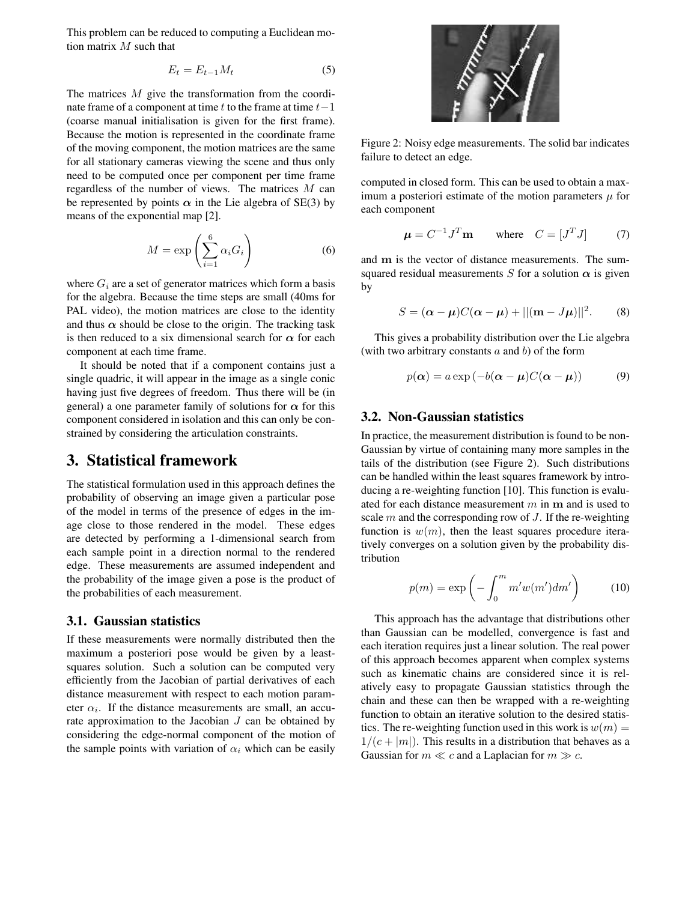This problem can be reduced to computing a Euclidean motion matrix $M$ such that

$$E_t = E_{t-1} M_t \tag{5}$$

The matrices $M$ give the transformation from the coordinate frame of a component at time $t$ to the frame at time $t-1$ (coarse manual initialisation is given for the first frame). Because the motion is represented in the coordinate frame of the moving component, the motion matrices are the same for all stationary cameras viewing the scene and thus only need to be computed once per component per time frame regardless of the number of views. The matrices $M$ can be represented by points $\boldsymbol{\alpha}$ in the Lie algebra of SE(3) by means of the exponential map [2].

$$M = \exp\left(\sum_{i=1}^{6} \alpha_i G_i\right) \tag{6}$$

where $G_i$ are a set of generator matrices which form a basis for the algebra. Because the time steps are small (40ms for PAL video), the motion matrices are close to the identity and thus $\boldsymbol{\alpha}$ should be close to the origin. The tracking task is then reduced to a six dimensional search for $\boldsymbol{\alpha}$ for each component at each time frame.

It should be noted that if a component contains just a single quadric, it will appear in the image as a single conic having just five degrees of freedom. Thus there will be (in general) a one parameter family of solutions for $\boldsymbol{\alpha}$ for this component considered in isolation and this can only be constrained by considering the articulation constraints.

# 3. Statistical framework

The statistical formulation used in this approach defines the probability of observing an image given a particular pose of the model in terms of the presence of edges in the image close to those rendered in the model. These edges are detected by performing a 1-dimensional search from each sample point in a direction normal to the rendered edge. These measurements are assumed independent and the probability of the image given a pose is the product of the probabilities of each measurement.

## 3.1. Gaussian statistics

If these measurements were normally distributed then the maximum a posteriori pose would be given by a least-squares solution. Such a solution can be computed very efficiently from the Jacobian of partial derivatives of each distance measurement with respect to each motion parameter $\alpha_i$. If the distance measurements are small, an accurate approximation to the Jacobian $J$ can be obtained by considering the edge-normal component of the motion of the sample points with variation of $\alpha_i$ which can be easily computed in closed form. This can be used to obtain a maximum a posteriori estimate of the motion parameters $\mu$ for each component

$$\boldsymbol{\mu} = C^{-1} J^T \mathbf{m} \qquad \text{where} \quad C = [J^T J] \tag{7}$$

and $\mathbf{m}$ is the vector of distance measurements. The sum-squared residual measurements $S$ for a solution $\boldsymbol{\alpha}$ is given by

$$S = (\boldsymbol{\alpha} - \boldsymbol{\mu}) C (\boldsymbol{\alpha} - \boldsymbol{\mu}) + ||(\mathbf{m} - J\boldsymbol{\mu})||^2. \tag{8}$$

This gives a probability distribution over the Lie algebra (with two arbitrary constants $a$ and $b$) of the form

$$p(\boldsymbol{\alpha}) = a \exp\left(-b(\boldsymbol{\alpha} - \boldsymbol{\mu}) C (\boldsymbol{\alpha} - \boldsymbol{\mu})\right) \tag{9}$$

Figure 2: Noisy edge measurements. The solid bar indicates failure to detect an edge.

## 3.2. Non-Gaussian statistics

In practice, the measurement distribution is found to be non-Gaussian by virtue of containing many more samples in the tails of the distribution (see Figure 2). Such distributions can be handled within the least squares framework by introducing a re-weighting function [10]. This function is evaluated for each distance measurement $m$ in $\mathbf{m}$ and is used to scale $m$ and the corresponding row of $J$. If the re-weighting function is $w(m)$, then the least squares procedure iteratively converges on a solution given by the probability distribution

$$p(m) = \exp\left(-\int_0^m m' w(m') dm'\right) \tag{10}$$

This approach has the advantage that distributions other than Gaussian can be modelled, convergence is fast and each iteration requires just a linear solution. The real power of this approach becomes apparent when complex systems such as kinematic chains are considered since it is relatively easy to propagate Gaussian statistics through the chain and these can then be wrapped with a re-weighting function to obtain an iterative solution to the desired statistics. The re-weighting function used in this work is $w(m) = 1/(c + |m|)$. This results in a distribution that behaves as a Gaussian for $m \ll c$ and a Laplacian for $m \gg c$.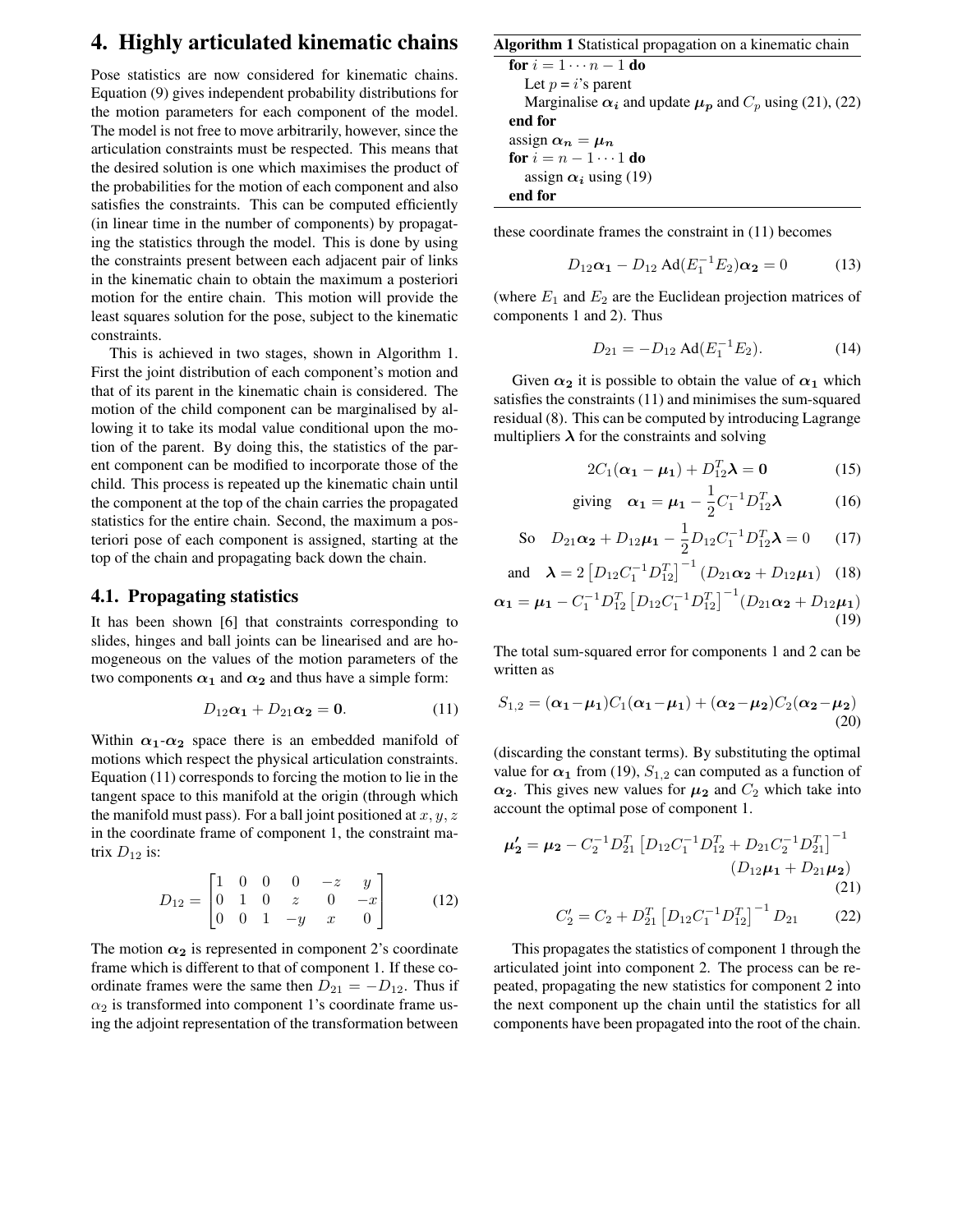# 4. Highly articulated kinematic chains

Pose statistics are now considered for kinematic chains. Equation (9) gives independent probability distributions for the motion parameters for each component of the model. The model is not free to move arbitrarily, however, since the articulation constraints must be respected. This means that the desired solution is one which maximises the product of the probabilities for the motion of each component and also satisfies the constraints. This can be computed efficiently (in linear time in the number of components) by propagating the statistics through the model. This is done by using the constraints present between each adjacent pair of links in the kinematic chain to obtain the maximum a posteriori motion for the entire chain. This motion will provide the least squares solution for the pose, subject to the kinematic constraints.

This is achieved in two stages, shown in Algorithm 1. First the joint distribution of each component's motion and that of its parent in the kinematic chain is considered. The motion of the child component can be marginalised by allowing it to take its modal value conditional upon the motion of the parent. By doing this, the statistics of the parent component can be modified to incorporate those of the child. This process is repeated up the kinematic chain until the component at the top of the chain carries the propagated statistics for the entire chain. Second, the maximum a posteriori pose of each component is assigned, starting at the top of the chain and propagating back down the chain.

## 4.1. Propagating statistics

It has been shown [6] that constraints corresponding to slides, hinges and ball joints can be linearised and are homogeneous on the values of the motion parameters of the two components $\boldsymbol{\alpha_1}$ and $\boldsymbol{\alpha_2}$ and thus have a simple form:

$$D_{12}\boldsymbol{\alpha_1} + D_{21}\boldsymbol{\alpha_2} = \mathbf{0}. \tag{11}$$

Within $\boldsymbol{\alpha_1}$-$\boldsymbol{\alpha_2}$ space there is an embedded manifold of motions which respect the physical articulation constraints. Equation (11) corresponds to forcing the motion to lie in the tangent space to this manifold at the origin (through which the manifold must pass). For a ball joint positioned at $x, y, z$ in the coordinate frame of component 1, the constraint matrix $D_{12}$ is:

$$D_{12} = \begin{bmatrix} 1 & 0 & 0 & 0 & -z & y \\ 0 & 1 & 0 & z & 0 & -x \\ 0 & 0 & 1 & -y & x & 0 \end{bmatrix} \tag{12}$$

The motion $\boldsymbol{\alpha_2}$ is represented in component 2's coordinate frame which is different to that of component 1. If these coordinate frames were the same then $D_{21} = -D_{12}$. Thus if $\alpha_2$ is transformed into component 1's coordinate frame using the adjoint representation of the transformation between these coordinate frames the constraint in (11) becomes

**Algorithm 1** Statistical propagation on a kinematic chain

**for** $i = 1 \cdots n-1$ **do**
  Let $p$ = $i$'s parent
  Marginalise $\boldsymbol{\alpha_i}$ and update $\boldsymbol{\mu_p}$ and $C_p$ using (21), (22)
**end for**
assign $\boldsymbol{\alpha_n} = \boldsymbol{\mu_n}$
**for** $i = n-1 \cdots 1$ **do**
  assign $\boldsymbol{\alpha_i}$ using (19)
**end for**

$$D_{12}\boldsymbol{\alpha_1} - D_{12}\,\mathrm{Ad}(E_1^{-1}E_2)\boldsymbol{\alpha_2} = 0 \tag{13}$$

(where $E_1$ and $E_2$ are the Euclidean projection matrices of components 1 and 2). Thus

$$D_{21} = -D_{12}\,\mathrm{Ad}(E_1^{-1}E_2). \tag{14}$$

Given $\boldsymbol{\alpha_2}$ it is possible to obtain the value of $\boldsymbol{\alpha_1}$ which satisfies the constraints (11) and minimises the sum-squared residual (8). This can be computed by introducing Lagrange multipliers $\boldsymbol{\lambda}$ for the constraints and solving

$$2C_1(\boldsymbol{\alpha_1} - \boldsymbol{\mu_1}) + D_{12}^T\boldsymbol{\lambda} = \mathbf{0} \tag{15}$$

$$\text{giving} \quad \boldsymbol{\alpha_1} = \boldsymbol{\mu_1} - \frac{1}{2}C_1^{-1}D_{12}^T\boldsymbol{\lambda} \tag{16}$$

$$\text{So} \quad D_{21}\boldsymbol{\alpha_2} + D_{12}\boldsymbol{\mu_1} - \frac{1}{2}D_{12}C_1^{-1}D_{12}^T\boldsymbol{\lambda} = 0 \tag{17}$$

$$\text{and} \quad \boldsymbol{\lambda} = 2\left[D_{12}C_1^{-1}D_{12}^T\right]^{-1}(D_{21}\boldsymbol{\alpha_2} + D_{12}\boldsymbol{\mu_1}) \tag{18}$$

$$\boldsymbol{\alpha_1} = \boldsymbol{\mu_1} - C_1^{-1}D_{12}^T\left[D_{12}C_1^{-1}D_{12}^T\right]^{-1}(D_{21}\boldsymbol{\alpha_2} + D_{12}\boldsymbol{\mu_1}) \tag{19}$$

The total sum-squared error for components 1 and 2 can be written as

$$S_{1,2} = (\boldsymbol{\alpha_1} - \boldsymbol{\mu_1})C_1(\boldsymbol{\alpha_1} - \boldsymbol{\mu_1}) + (\boldsymbol{\alpha_2} - \boldsymbol{\mu_2})C_2(\boldsymbol{\alpha_2} - \boldsymbol{\mu_2}) \tag{20}$$

(discarding the constant terms). By substituting the optimal value for $\boldsymbol{\alpha_1}$ from (19), $S_{1,2}$ can computed as a function of $\boldsymbol{\alpha_2}$. This gives new values for $\boldsymbol{\mu_2}$ and $C_2$ which take into account the optimal pose of component 1.

$$\boldsymbol{\mu_2'} = \boldsymbol{\mu_2} - C_2^{-1}D_{21}^T\left[D_{12}C_1^{-1}D_{12}^T + D_{21}C_2^{-1}D_{21}^T\right]^{-1}(D_{12}\boldsymbol{\mu_1} + D_{21}\boldsymbol{\mu_2}) \tag{21}$$

$$C_2' = C_2 + D_{21}^T\left[D_{12}C_1^{-1}D_{12}^T\right]^{-1}D_{21} \tag{22}$$

This propagates the statistics of component 1 through the articulated joint into component 2. The process can be repeated, propagating the new statistics for component 2 into the next component up the chain until the statistics for all components have been propagated into the root of the chain.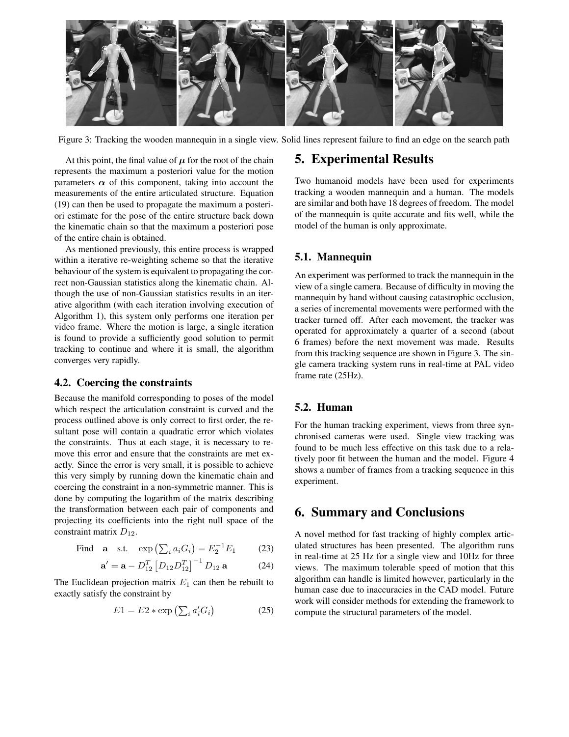Figure 3: Tracking the wooden mannequin in a single view. Solid lines represent failure to find an edge on the search path

At this point, the final value of $\boldsymbol{\mu}$ for the root of the chain represents the maximum a posteriori value for the motion parameters $\boldsymbol{\alpha}$ of this component, taking into account the measurements of the entire articulated structure. Equation (19) can then be used to propagate the maximum a posteriori estimate for the pose of the entire structure back down the kinematic chain so that the maximum a posteriori pose of the entire chain is obtained.

As mentioned previously, this entire process is wrapped within a iterative re-weighting scheme so that the iterative behaviour of the system is equivalent to propagating the correct non-Gaussian statistics along the kinematic chain. Although the use of non-Gaussian statistics results in an iterative algorithm (with each iteration involving execution of Algorithm 1), this system only performs one iteration per video frame. Where the motion is large, a single iteration is found to provide a sufficiently good solution to permit tracking to continue and where it is small, the algorithm converges very rapidly.

### 4.2. Coercing the constraints

Because the manifold corresponding to poses of the model which respect the articulation constraint is curved and the process outlined above is only correct to first order, the resultant pose will contain a quadratic error which violates the constraints. Thus at each stage, it is necessary to remove this error and ensure that the constraints are met exactly. Since the error is very small, it is possible to achieve this very simply by running down the kinematic chain and coercing the constraint in a non-symmetric manner. This is done by computing the logarithm of the matrix describing the transformation between each pair of components and projecting its coefficients into the right null space of the constraint matrix $D_{12}$.

$$\text{Find} \quad \mathbf{a} \quad \text{s.t.} \quad \exp\left(\sum_i a_i G_i\right) = E_2^{-1} E_1 \tag{23}$$

$$\mathbf{a}' = \mathbf{a} - D_{12}^T \left[D_{12} D_{12}^T\right]^{-1} D_{12}\, \mathbf{a} \tag{24}$$

The Euclidean projection matrix $E_1$ can then be rebuilt to exactly satisfy the constraint by

$$E1 = E2 * \exp\left(\sum_i a_i' G_i\right) \tag{25}$$

## 5. Experimental Results

Two humanoid models have been used for experiments tracking a wooden mannequin and a human. The models are similar and both have 18 degrees of freedom. The model of the mannequin is quite accurate and fits well, while the model of the human is only approximate.

### 5.1. Mannequin

An experiment was performed to track the mannequin in the view of a single camera. Because of difficulty in moving the mannequin by hand without causing catastrophic occlusion, a series of incremental movements were performed with the tracker turned off. After each movement, the tracker was operated for approximately a quarter of a second (about 6 frames) before the next movement was made. Results from this tracking sequence are shown in Figure 3. The single camera tracking system runs in real-time at PAL video frame rate (25Hz).

### 5.2. Human

For the human tracking experiment, views from three synchronised cameras were used. Single view tracking was found to be much less effective on this task due to a relatively poor fit between the human and the model. Figure 4 shows a number of frames from a tracking sequence in this experiment.

## 6. Summary and Conclusions

A novel method for fast tracking of highly complex articulated structures has been presented. The algorithm runs in real-time at 25 Hz for a single view and 10Hz for three views. The maximum tolerable speed of motion that this algorithm can handle is limited however, particularly in the human case due to inaccuracies in the CAD model. Future work will consider methods for extending the framework to compute the structural parameters of the model.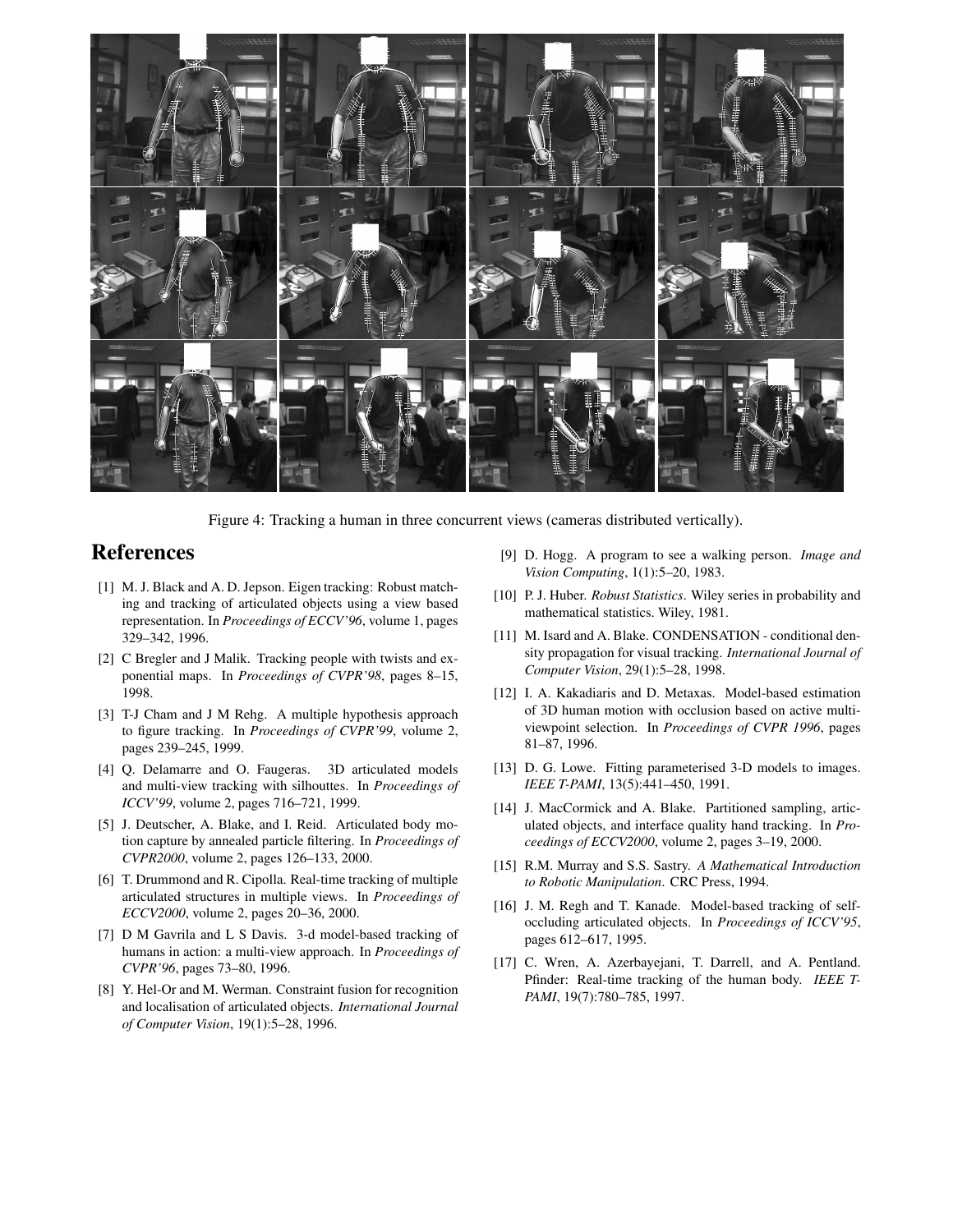Figure 4: Tracking a human in three concurrent views (cameras distributed vertically).

# References

[1] M. J. Black and A. D. Jepson. Eigen tracking: Robust matching and tracking of articulated objects using a view based representation. In *Proceedings of ECCV'96*, volume 1, pages 329–342, 1996.

[2] C Bregler and J Malik. Tracking people with twists and exponential maps. In *Proceedings of CVPR'98*, pages 8–15, 1998.

[3] T-J Cham and J M Rehg. A multiple hypothesis approach to figure tracking. In *Proceedings of CVPR'99*, volume 2, pages 239–245, 1999.

[4] Q. Delamarre and O. Faugeras. 3D articulated models and multi-view tracking with silhouttes. In *Proceedings of ICCV'99*, volume 2, pages 716–721, 1999.

[5] J. Deutscher, A. Blake, and I. Reid. Articulated body motion capture by annealed particle filtering. In *Proceedings of CVPR2000*, volume 2, pages 126–133, 2000.

[6] T. Drummond and R. Cipolla. Real-time tracking of multiple articulated structures in multiple views. In *Proceedings of ECCV2000*, volume 2, pages 20–36, 2000.

[7] D M Gavrila and L S Davis. 3-d model-based tracking of humans in action: a multi-view approach. In *Proceedings of CVPR'96*, pages 73–80, 1996.

[8] Y. Hel-Or and M. Werman. Constraint fusion for recognition and localisation of articulated objects. *International Journal of Computer Vision*, 19(1):5–28, 1996.

[9] D. Hogg. A program to see a walking person. *Image and Vision Computing*, 1(1):5–20, 1983.

[10] P. J. Huber. *Robust Statistics*. Wiley series in probability and mathematical statistics. Wiley, 1981.

[11] M. Isard and A. Blake. CONDENSATION - conditional density propagation for visual tracking. *International Journal of Computer Vision*, 29(1):5–28, 1998.

[12] I. A. Kakadiaris and D. Metaxas. Model-based estimation of 3D human motion with occlusion based on active multi-viewpoint selection. In *Proceedings of CVPR 1996*, pages 81–87, 1996.

[13] D. G. Lowe. Fitting parameterised 3-D models to images. *IEEE T-PAMI*, 13(5):441–450, 1991.

[14] J. MacCormick and A. Blake. Partitioned sampling, articulated objects, and interface quality hand tracking. In *Proceedings of ECCV2000*, volume 2, pages 3–19, 2000.

[15] R.M. Murray and S.S. Sastry. *A Mathematical Introduction to Robotic Manipulation*. CRC Press, 1994.

[16] J. M. Regh and T. Kanade. Model-based tracking of self-occluding articulated objects. In *Proceedings of ICCV'95*, pages 612–617, 1995.

[17] C. Wren, A. Azerbayejani, T. Darrell, and A. Pentland. Pfinder: Real-time tracking of the human body. *IEEE T-PAMI*, 19(7):780–785, 1997.